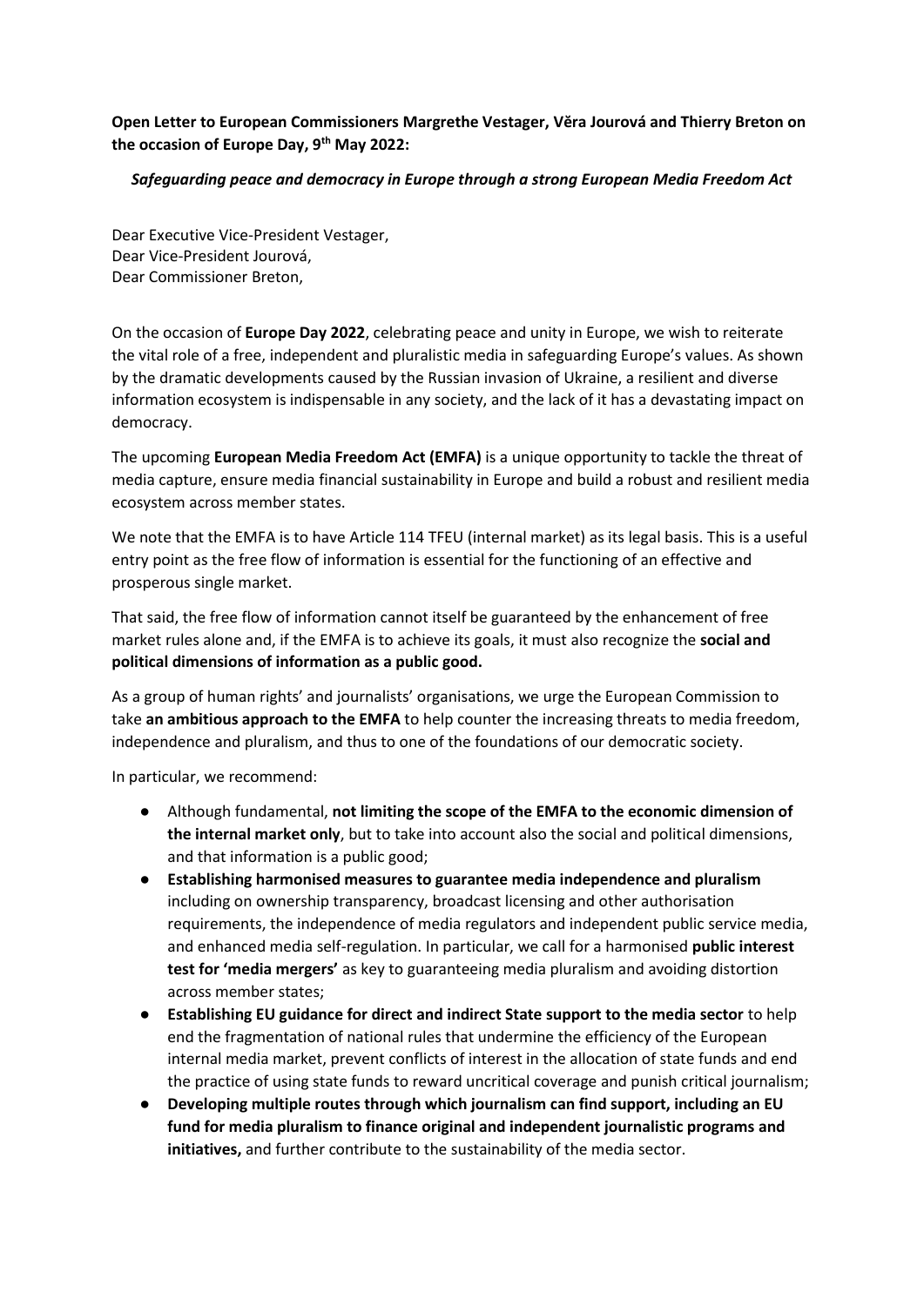**Open Letter to European Commissioners Margrethe Vestager, Věra Jourová and Thierry Breton on the occasion of Europe Day, 9th May 2022:**

***Safeguarding peace and democracy in Europe through a strong European Media Freedom Act***

Dear Executive Vice-President Vestager,
Dear Vice-President Jourová,
Dear Commissioner Breton,

On the occasion of **Europe Day 2022**, celebrating peace and unity in Europe, we wish to reiterate the vital role of a free, independent and pluralistic media in safeguarding Europe's values. As shown by the dramatic developments caused by the Russian invasion of Ukraine, a resilient and diverse information ecosystem is indispensable in any society, and the lack of it has a devastating impact on democracy.

The upcoming **European Media Freedom Act (EMFA)** is a unique opportunity to tackle the threat of media capture, ensure media financial sustainability in Europe and build a robust and resilient media ecosystem across member states.

We note that the EMFA is to have Article 114 TFEU (internal market) as its legal basis. This is a useful entry point as the free flow of information is essential for the functioning of an effective and prosperous single market.

That said, the free flow of information cannot itself be guaranteed by the enhancement of free market rules alone and, if the EMFA is to achieve its goals, it must also recognize the **social and political dimensions of information as a public good.**

As a group of human rights' and journalists' organisations, we urge the European Commission to take **an ambitious approach to the EMFA** to help counter the increasing threats to media freedom, independence and pluralism, and thus to one of the foundations of our democratic society.

In particular, we recommend:

- Although fundamental, **not limiting the scope of the EMFA to the economic dimension of the internal market only**, but to take into account also the social and political dimensions, and that information is a public good;
- **Establishing harmonised measures to guarantee media independence and pluralism** including on ownership transparency, broadcast licensing and other authorisation requirements, the independence of media regulators and independent public service media, and enhanced media self-regulation. In particular, we call for a harmonised **public interest test for 'media mergers'** as key to guaranteeing media pluralism and avoiding distortion across member states;
- **Establishing EU guidance for direct and indirect State support to the media sector** to help end the fragmentation of national rules that undermine the efficiency of the European internal media market, prevent conflicts of interest in the allocation of state funds and end the practice of using state funds to reward uncritical coverage and punish critical journalism;
- **Developing multiple routes through which journalism can find support, including an EU fund for media pluralism to finance original and independent journalistic programs and initiatives,** and further contribute to the sustainability of the media sector.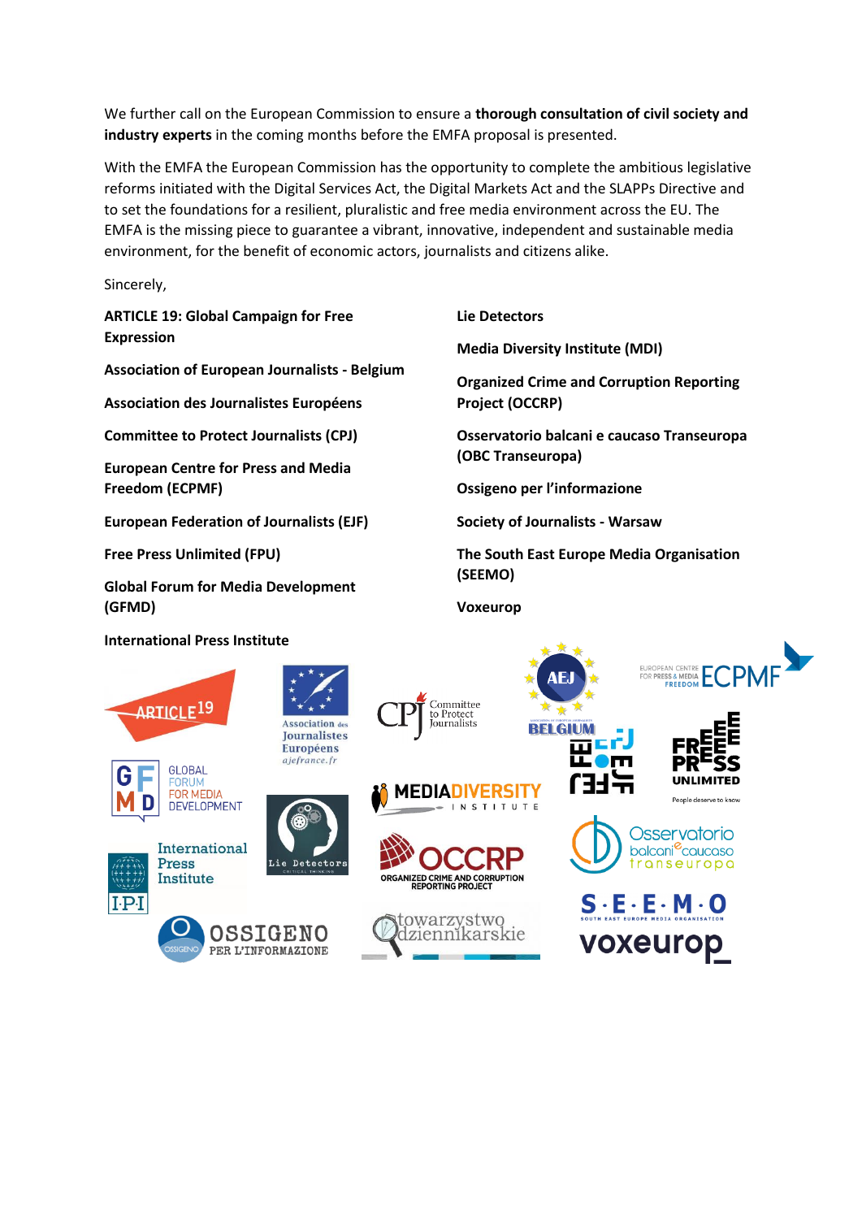We further call on the European Commission to ensure a **thorough consultation of civil society and industry experts** in the coming months before the EMFA proposal is presented.

With the EMFA the European Commission has the opportunity to complete the ambitious legislative reforms initiated with the Digital Services Act, the Digital Markets Act and the SLAPPs Directive and to set the foundations for a resilient, pluralistic and free media environment across the EU. The EMFA is the missing piece to guarantee a vibrant, innovative, independent and sustainable media environment, for the benefit of economic actors, journalists and citizens alike.

Sincerely,

**ARTICLE 19: Global Campaign for Free Expression**

**Association of European Journalists - Belgium**

**Association des Journalistes Européens**

**Committee to Protect Journalists (CPJ)**

**European Centre for Press and Media Freedom (ECPMF)**

**European Federation of Journalists (EJF)**

**Free Press Unlimited (FPU)**

**Global Forum for Media Development (GFMD)**

**International Press Institute**

**Lie Detectors**

**Media Diversity Institute (MDI)**

**Organized Crime and Corruption Reporting Project (OCCRP)**

**Osservatorio balcani e caucaso Transeuropa (OBC Transeuropa)**

**Ossigeno per l'informazione**

**Society of Journalists - Warsaw**

**The South East Europe Media Organisation (SEEMO)**

**Voxeurop**